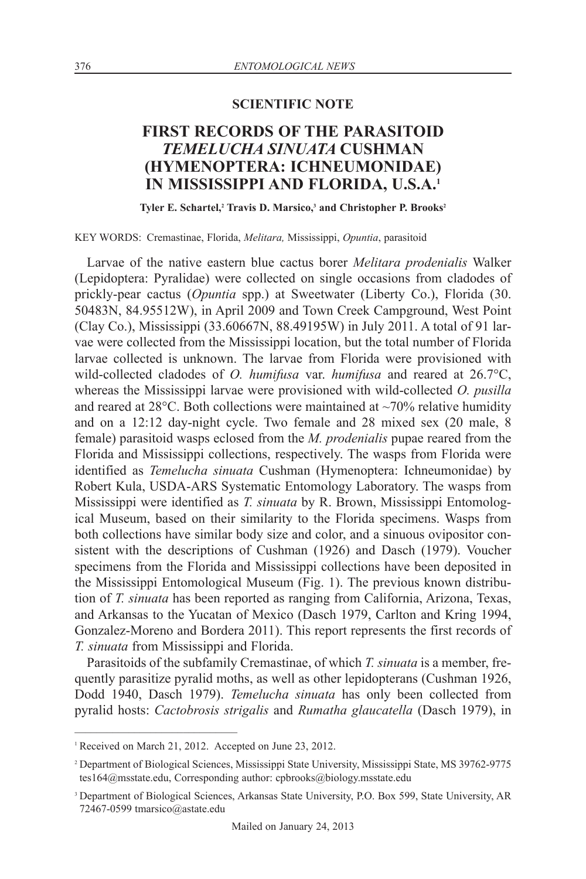**SCIENTIFIC NOTE**

# FIRST RECORDS OF THE PARASITOID *TEMELUCHA SINUATA* CUSHMAN (HYMENOPTERA: ICHNEUMONIDAE) IN MISSISSIPPI AND FLORIDA, U.S.A.[1]

**Tyler E. Schartel,[2] Travis D. Marsico,[3] and Christopher P. Brooks[2]**

KEY WORDS: Cremastinae, Florida, *Melitara,* Mississippi, *Opuntia*, parasitoid

Larvae of the native eastern blue cactus borer *Melitara prodenialis* Walker (Lepidoptera: Pyralidae) were collected on single occasions from cladodes of prickly-pear cactus (*Opuntia* spp.) at Sweetwater (Liberty Co.), Florida (30. 50483N, 84.95512W), in April 2009 and Town Creek Campground, West Point (Clay Co.), Mississippi (33.60667N, 88.49195W) in July 2011. A total of 91 larvae were collected from the Mississippi location, but the total number of Florida larvae collected is unknown. The larvae from Florida were provisioned with wild-collected cladodes of *O. humifusa* var. *humifusa* and reared at 26.7°C, whereas the Mississippi larvae were provisioned with wild-collected *O. pusilla* and reared at 28°C. Both collections were maintained at ~70% relative humidity and on a 12:12 day-night cycle. Two female and 28 mixed sex (20 male, 8 female) parasitoid wasps eclosed from the *M. prodenialis* pupae reared from the Florida and Mississippi collections, respectively. The wasps from Florida were identified as *Temelucha sinuata* Cushman (Hymenoptera: Ichneumonidae) by Robert Kula, USDA-ARS Systematic Entomology Laboratory. The wasps from Mississippi were identified as *T. sinuata* by R. Brown, Mississippi Entomological Museum, based on their similarity to the Florida specimens. Wasps from both collections have similar body size and color, and a sinuous ovipositor consistent with the descriptions of Cushman (1926) and Dasch (1979). Voucher specimens from the Florida and Mississippi collections have been deposited in the Mississippi Entomological Museum (Fig. 1). The previous known distribution of *T. sinuata* has been reported as ranging from California, Arizona, Texas, and Arkansas to the Yucatan of Mexico (Dasch 1979, Carlton and Kring 1994, Gonzalez-Moreno and Bordera 2011). This report represents the first records of *T. sinuata* from Mississippi and Florida.

Parasitoids of the subfamily Cremastinae, of which *T. sinuata* is a member, frequently parasitize pyralid moths, as well as other lepidopterans (Cushman 1926, Dodd 1940, Dasch 1979). *Temelucha sinuata* has only been collected from pyralid hosts: *Cactobrosis strigalis* and *Rumatha glaucatella* (Dasch 1979), in

---

[1] Received on March 21, 2012. Accepted on June 23, 2012.

[2] Department of Biological Sciences, Mississippi State University, Mississippi State, MS 39762-9775 tes164@msstate.edu, Corresponding author: cpbrooks@biology.msstate.edu

[3] Department of Biological Sciences, Arkansas State University, P.O. Box 599, State University, AR 72467-0599 tmarsico@astate.edu

Mailed on January 24, 2013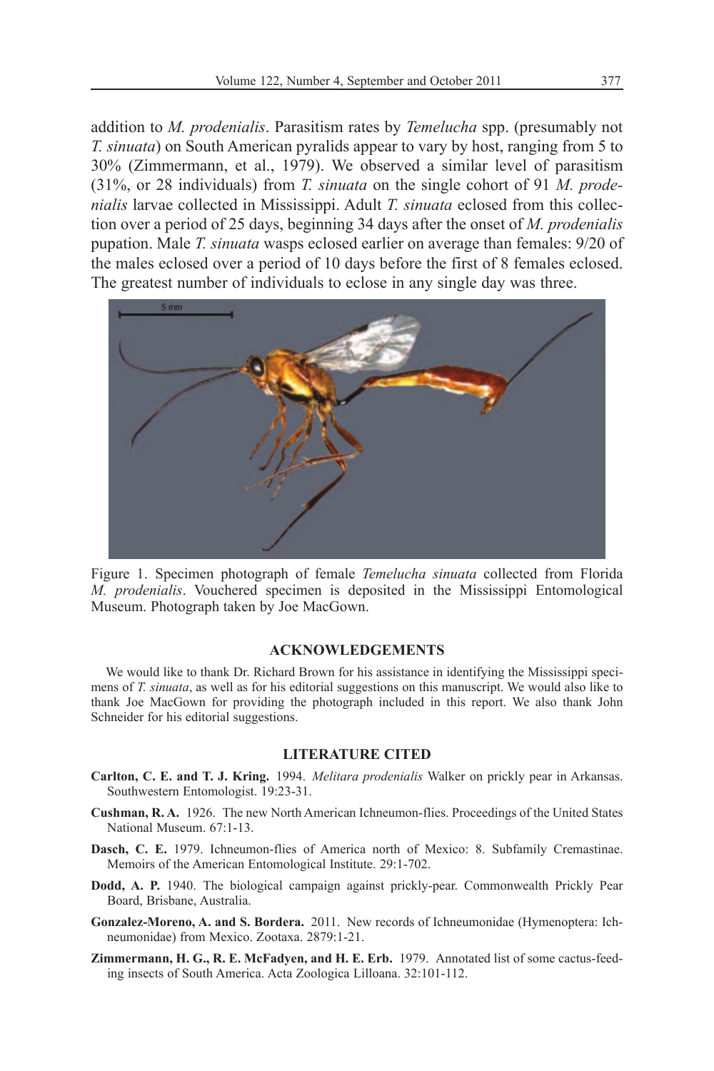addition to *M. prodenialis*. Parasitism rates by *Temelucha* spp. (presumably not *T. sinuata*) on South American pyralids appear to vary by host, ranging from 5 to 30% (Zimmermann, et al., 1979). We observed a similar level of parasitism (31%, or 28 individuals) from *T. sinuata* on the single cohort of 91 *M. prodenialis* larvae collected in Mississippi. Adult *T. sinuata* eclosed from this collection over a period of 25 days, beginning 34 days after the onset of *M. prodenialis* pupation. Male *T. sinuata* wasps eclosed earlier on average than females: 9/20 of the males eclosed over a period of 10 days before the first of 8 females eclosed. The greatest number of individuals to eclose in any single day was three.

Figure 1. Specimen photograph of female *Temelucha sinuata* collected from Florida *M. prodenialis*. Vouchered specimen is deposited in the Mississippi Entomological Museum. Photograph taken by Joe MacGown.

## ACKNOWLEDGEMENTS

We would like to thank Dr. Richard Brown for his assistance in identifying the Mississippi specimens of *T. sinuata*, as well as for his editorial suggestions on this manuscript. We would also like to thank Joe MacGown for providing the photograph included in this report. We also thank John Schneider for his editorial suggestions.

## LITERATURE CITED

**Carlton, C. E. and T. J. Kring.** 1994. *Melitara prodenialis* Walker on prickly pear in Arkansas. Southwestern Entomologist. 19:23-31.

**Cushman, R. A.** 1926. The new North American Ichneumon-flies. Proceedings of the United States National Museum. 67:1-13.

**Dasch, C. E.** 1979. Ichneumon-flies of America north of Mexico: 8. Subfamily Cremastinae. Memoirs of the American Entomological Institute. 29:1-702.

**Dodd, A. P.** 1940. The biological campaign against prickly-pear. Commonwealth Prickly Pear Board, Brisbane, Australia.

**Gonzalez-Moreno, A. and S. Bordera.** 2011. New records of Ichneumonidae (Hymenoptera: Ichneumonidae) from Mexico. Zootaxa. 2879:1-21.

**Zimmermann, H. G., R. E. McFadyen, and H. E. Erb.** 1979. Annotated list of some cactus-feeding insects of South America. Acta Zoologica Lilloana. 32:101-112.